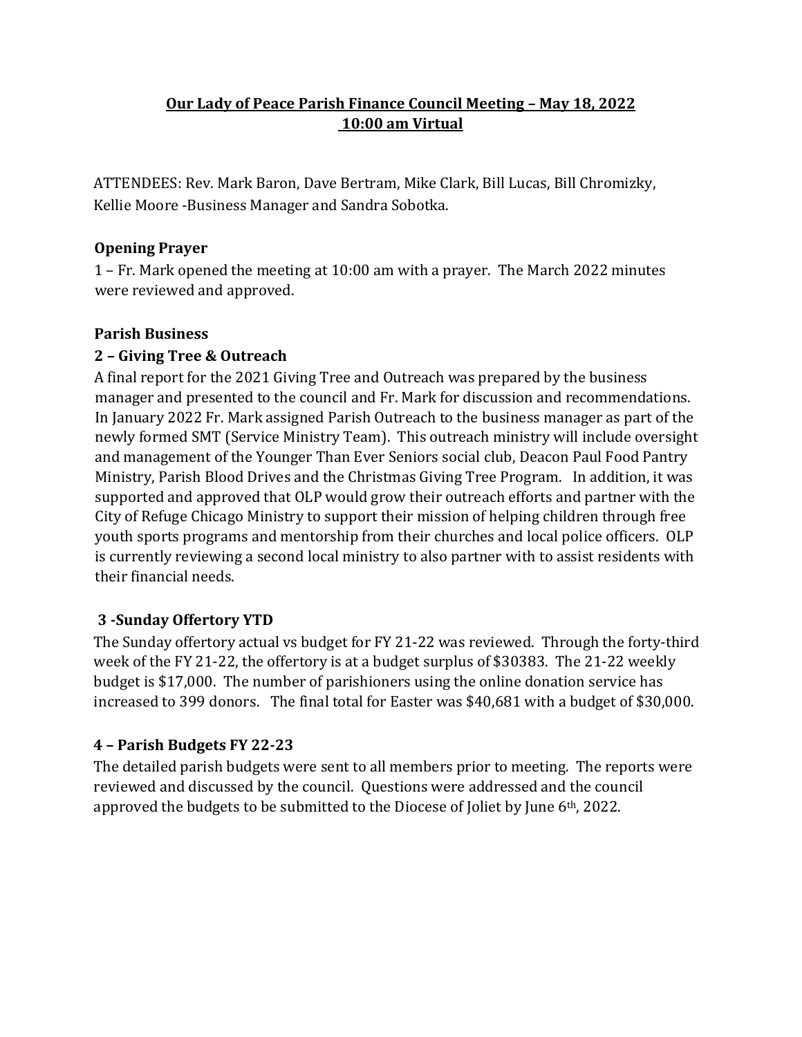# Our Lady of Peace Parish Finance Council Meeting – May 18, 2022
## 10:00 am Virtual

ATTENDEES: Rev. Mark Baron, Dave Bertram, Mike Clark, Bill Lucas, Bill Chromizky, Kellie Moore -Business Manager and Sandra Sobotka.

### Opening Prayer

1 – Fr. Mark opened the meeting at 10:00 am with a prayer. The March 2022 minutes were reviewed and approved.

### Parish Business

### 2 – Giving Tree & Outreach

A final report for the 2021 Giving Tree and Outreach was prepared by the business manager and presented to the council and Fr. Mark for discussion and recommendations. In January 2022 Fr. Mark assigned Parish Outreach to the business manager as part of the newly formed SMT (Service Ministry Team). This outreach ministry will include oversight and management of the Younger Than Ever Seniors social club, Deacon Paul Food Pantry Ministry, Parish Blood Drives and the Christmas Giving Tree Program. In addition, it was supported and approved that OLP would grow their outreach efforts and partner with the City of Refuge Chicago Ministry to support their mission of helping children through free youth sports programs and mentorship from their churches and local police officers. OLP is currently reviewing a second local ministry to also partner with to assist residents with their financial needs.

### 3 -Sunday Offertory YTD

The Sunday offertory actual vs budget for FY 21-22 was reviewed. Through the forty-third week of the FY 21-22, the offertory is at a budget surplus of $30383. The 21-22 weekly budget is $17,000. The number of parishioners using the online donation service has increased to 399 donors. The final total for Easter was $40,681 with a budget of $30,000.

### 4 – Parish Budgets FY 22-23

The detailed parish budgets were sent to all members prior to meeting. The reports were reviewed and discussed by the council. Questions were addressed and the council approved the budgets to be submitted to the Diocese of Joliet by June 6th, 2022.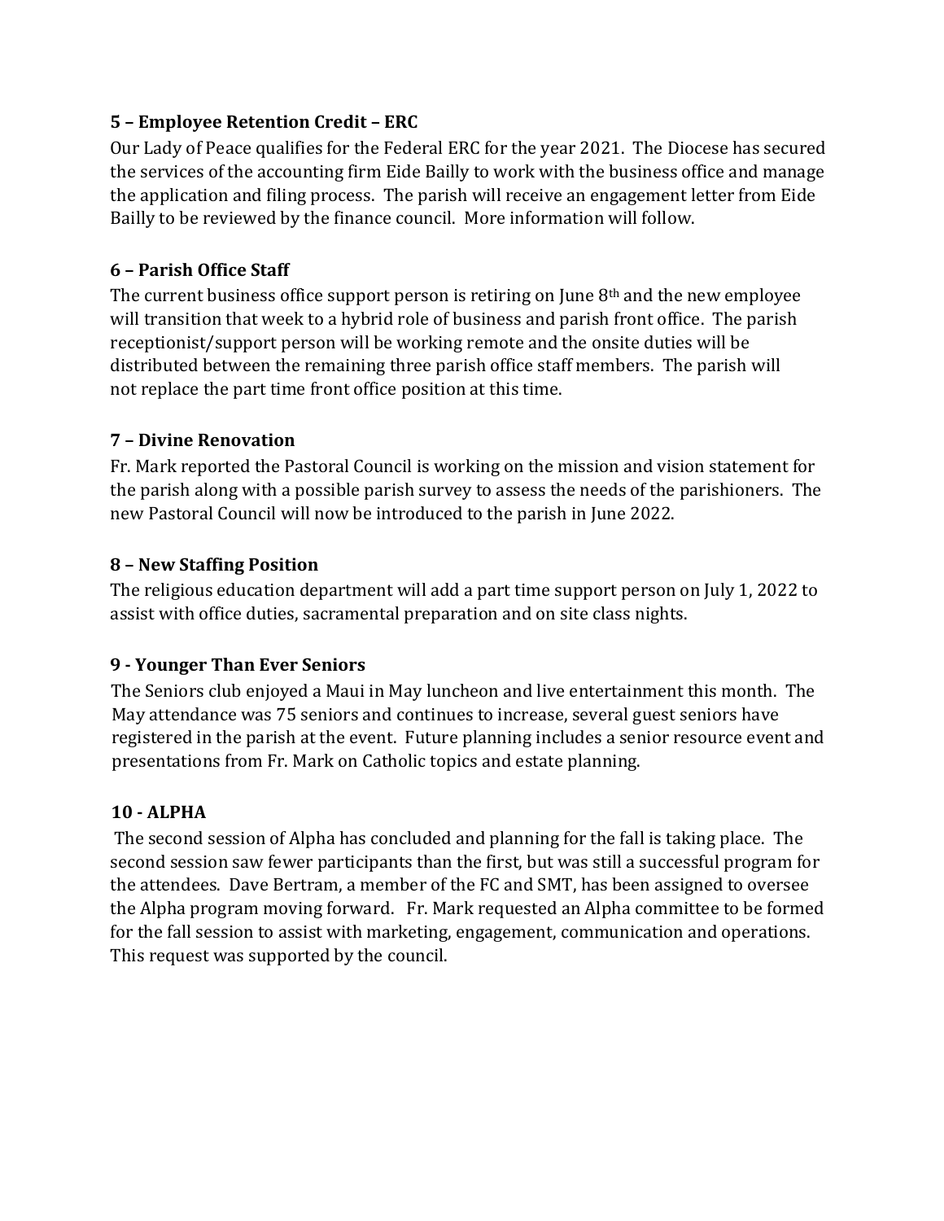**5 – Employee Retention Credit – ERC**

Our Lady of Peace qualifies for the Federal ERC for the year 2021. The Diocese has secured the services of the accounting firm Eide Bailly to work with the business office and manage the application and filing process. The parish will receive an engagement letter from Eide Bailly to be reviewed by the finance council. More information will follow.

**6 – Parish Office Staff**

The current business office support person is retiring on June 8th and the new employee will transition that week to a hybrid role of business and parish front office. The parish receptionist/support person will be working remote and the onsite duties will be distributed between the remaining three parish office staff members. The parish will not replace the part time front office position at this time.

**7 – Divine Renovation**

Fr. Mark reported the Pastoral Council is working on the mission and vision statement for the parish along with a possible parish survey to assess the needs of the parishioners. The new Pastoral Council will now be introduced to the parish in June 2022.

**8 – New Staffing Position**

The religious education department will add a part time support person on July 1, 2022 to assist with office duties, sacramental preparation and on site class nights.

**9 - Younger Than Ever Seniors**

The Seniors club enjoyed a Maui in May luncheon and live entertainment this month. The May attendance was 75 seniors and continues to increase, several guest seniors have registered in the parish at the event. Future planning includes a senior resource event and presentations from Fr. Mark on Catholic topics and estate planning.

**10 - ALPHA**

The second session of Alpha has concluded and planning for the fall is taking place. The second session saw fewer participants than the first, but was still a successful program for the attendees. Dave Bertram, a member of the FC and SMT, has been assigned to oversee the Alpha program moving forward. Fr. Mark requested an Alpha committee to be formed for the fall session to assist with marketing, engagement, communication and operations. This request was supported by the council.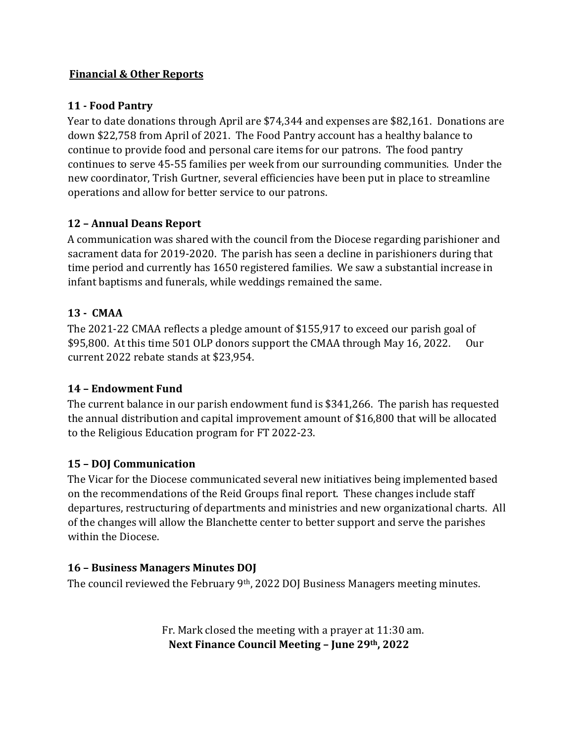**Financial & Other Reports**

**11 - Food Pantry**

Year to date donations through April are $74,344 and expenses are $82,161. Donations are down $22,758 from April of 2021. The Food Pantry account has a healthy balance to continue to provide food and personal care items for our patrons. The food pantry continues to serve 45-55 families per week from our surrounding communities. Under the new coordinator, Trish Gurtner, several efficiencies have been put in place to streamline operations and allow for better service to our patrons.

**12 – Annual Deans Report**

A communication was shared with the council from the Diocese regarding parishioner and sacrament data for 2019-2020. The parish has seen a decline in parishioners during that time period and currently has 1650 registered families. We saw a substantial increase in infant baptisms and funerals, while weddings remained the same.

**13 - CMAA**

The 2021-22 CMAA reflects a pledge amount of $155,917 to exceed our parish goal of $95,800. At this time 501 OLP donors support the CMAA through May 16, 2022. Our current 2022 rebate stands at $23,954.

**14 – Endowment Fund**

The current balance in our parish endowment fund is $341,266. The parish has requested the annual distribution and capital improvement amount of $16,800 that will be allocated to the Religious Education program for FT 2022-23.

**15 – DOJ Communication**

The Vicar for the Diocese communicated several new initiatives being implemented based on the recommendations of the Reid Groups final report. These changes include staff departures, restructuring of departments and ministries and new organizational charts. All of the changes will allow the Blanchette center to better support and serve the parishes within the Diocese.

**16 – Business Managers Minutes DOJ**

The council reviewed the February 9th, 2022 DOJ Business Managers meeting minutes.

Fr. Mark closed the meeting with a prayer at 11:30 am.

**Next Finance Council Meeting – June 29th, 2022**